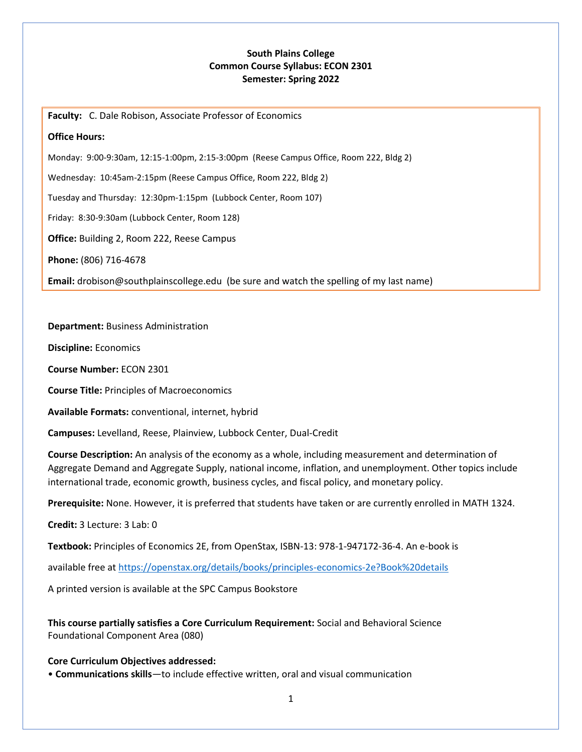**South Plains College**
**Common Course Syllabus: ECON 2301**
**Semester: Spring 2022**

**Faculty:** C. Dale Robison, Associate Professor of Economics

**Office Hours:**

Monday: 9:00-9:30am, 12:15-1:00pm, 2:15-3:00pm (Reese Campus Office, Room 222, Bldg 2)

Wednesday: 10:45am-2:15pm (Reese Campus Office, Room 222, Bldg 2)

Tuesday and Thursday: 12:30pm-1:15pm (Lubbock Center, Room 107)

Friday: 8:30-9:30am (Lubbock Center, Room 128)

**Office:** Building 2, Room 222, Reese Campus

**Phone:** (806) 716-4678

**Email:** drobison@southplainscollege.edu (be sure and watch the spelling of my last name)

**Department:** Business Administration

**Discipline:** Economics

**Course Number:** ECON 2301

**Course Title:** Principles of Macroeconomics

**Available Formats:** conventional, internet, hybrid

**Campuses:** Levelland, Reese, Plainview, Lubbock Center, Dual-Credit

**Course Description:** An analysis of the economy as a whole, including measurement and determination of Aggregate Demand and Aggregate Supply, national income, inflation, and unemployment. Other topics include international trade, economic growth, business cycles, and fiscal policy, and monetary policy.

**Prerequisite:** None. However, it is preferred that students have taken or are currently enrolled in MATH 1324.

**Credit:** 3 Lecture: 3 Lab: 0

**Textbook:** Principles of Economics 2E, from OpenStax, ISBN-13: 978-1-947172-36-4. An e-book is

available free at https://openstax.org/details/books/principles-economics-2e?Book%20details

A printed version is available at the SPC Campus Bookstore

**This course partially satisfies a Core Curriculum Requirement:** Social and Behavioral Science Foundational Component Area (080)

**Core Curriculum Objectives addressed:**
- **Communications skills**—to include effective written, oral and visual communication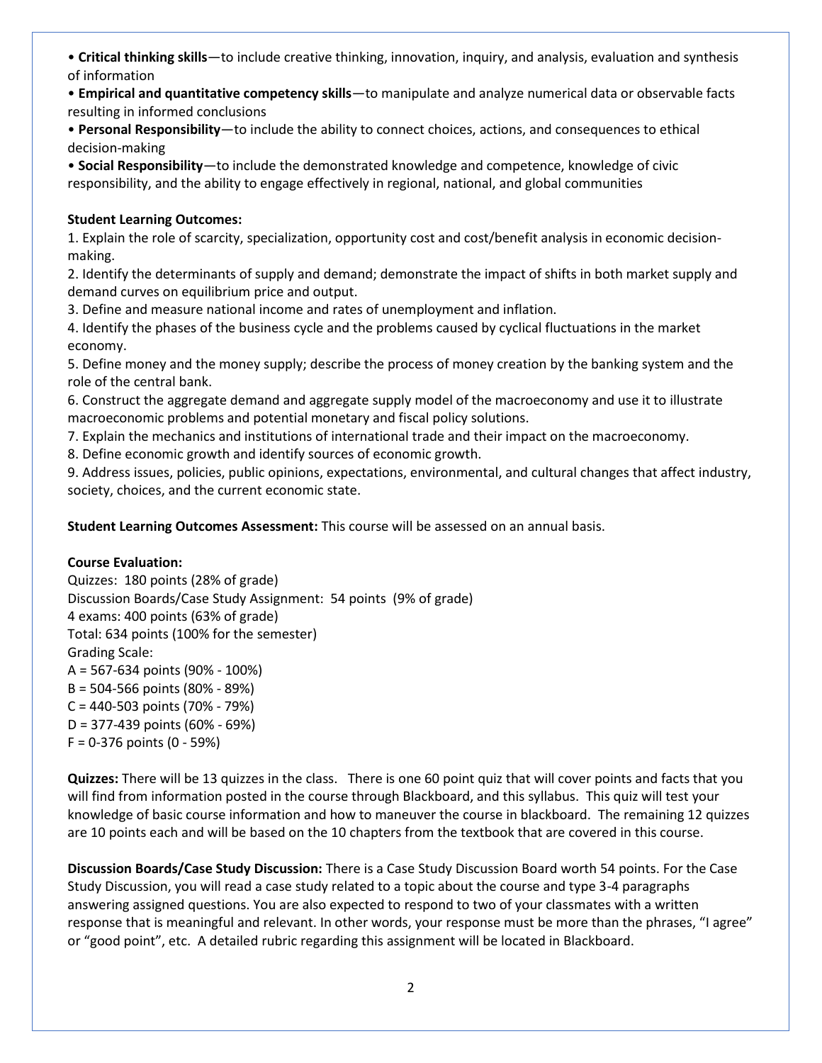• **Critical thinking skills**—to include creative thinking, innovation, inquiry, and analysis, evaluation and synthesis of information

• **Empirical and quantitative competency skills**—to manipulate and analyze numerical data or observable facts resulting in informed conclusions

• **Personal Responsibility**—to include the ability to connect choices, actions, and consequences to ethical decision-making

• **Social Responsibility**—to include the demonstrated knowledge and competence, knowledge of civic responsibility, and the ability to engage effectively in regional, national, and global communities

**Student Learning Outcomes:**

1. Explain the role of scarcity, specialization, opportunity cost and cost/benefit analysis in economic decision-making.
2. Identify the determinants of supply and demand; demonstrate the impact of shifts in both market supply and demand curves on equilibrium price and output.
3. Define and measure national income and rates of unemployment and inflation.
4. Identify the phases of the business cycle and the problems caused by cyclical fluctuations in the market economy.
5. Define money and the money supply; describe the process of money creation by the banking system and the role of the central bank.
6. Construct the aggregate demand and aggregate supply model of the macroeconomy and use it to illustrate macroeconomic problems and potential monetary and fiscal policy solutions.
7. Explain the mechanics and institutions of international trade and their impact on the macroeconomy.
8. Define economic growth and identify sources of economic growth.
9. Address issues, policies, public opinions, expectations, environmental, and cultural changes that affect industry, society, choices, and the current economic state.

**Student Learning Outcomes Assessment:** This course will be assessed on an annual basis.

**Course Evaluation:**

Quizzes: 180 points (28% of grade)
Discussion Boards/Case Study Assignment: 54 points (9% of grade)
4 exams: 400 points (63% of grade)
Total: 634 points (100% for the semester)
Grading Scale:
A = 567-634 points (90% - 100%)
B = 504-566 points (80% - 89%)
C = 440-503 points (70% - 79%)
D = 377-439 points (60% - 69%)
F = 0-376 points (0 - 59%)

**Quizzes:** There will be 13 quizzes in the class. There is one 60 point quiz that will cover points and facts that you will find from information posted in the course through Blackboard, and this syllabus. This quiz will test your knowledge of basic course information and how to maneuver the course in blackboard. The remaining 12 quizzes are 10 points each and will be based on the 10 chapters from the textbook that are covered in this course.

**Discussion Boards/Case Study Discussion:** There is a Case Study Discussion Board worth 54 points. For the Case Study Discussion, you will read a case study related to a topic about the course and type 3-4 paragraphs answering assigned questions. You are also expected to respond to two of your classmates with a written response that is meaningful and relevant. In other words, your response must be more than the phrases, "I agree" or "good point", etc. A detailed rubric regarding this assignment will be located in Blackboard.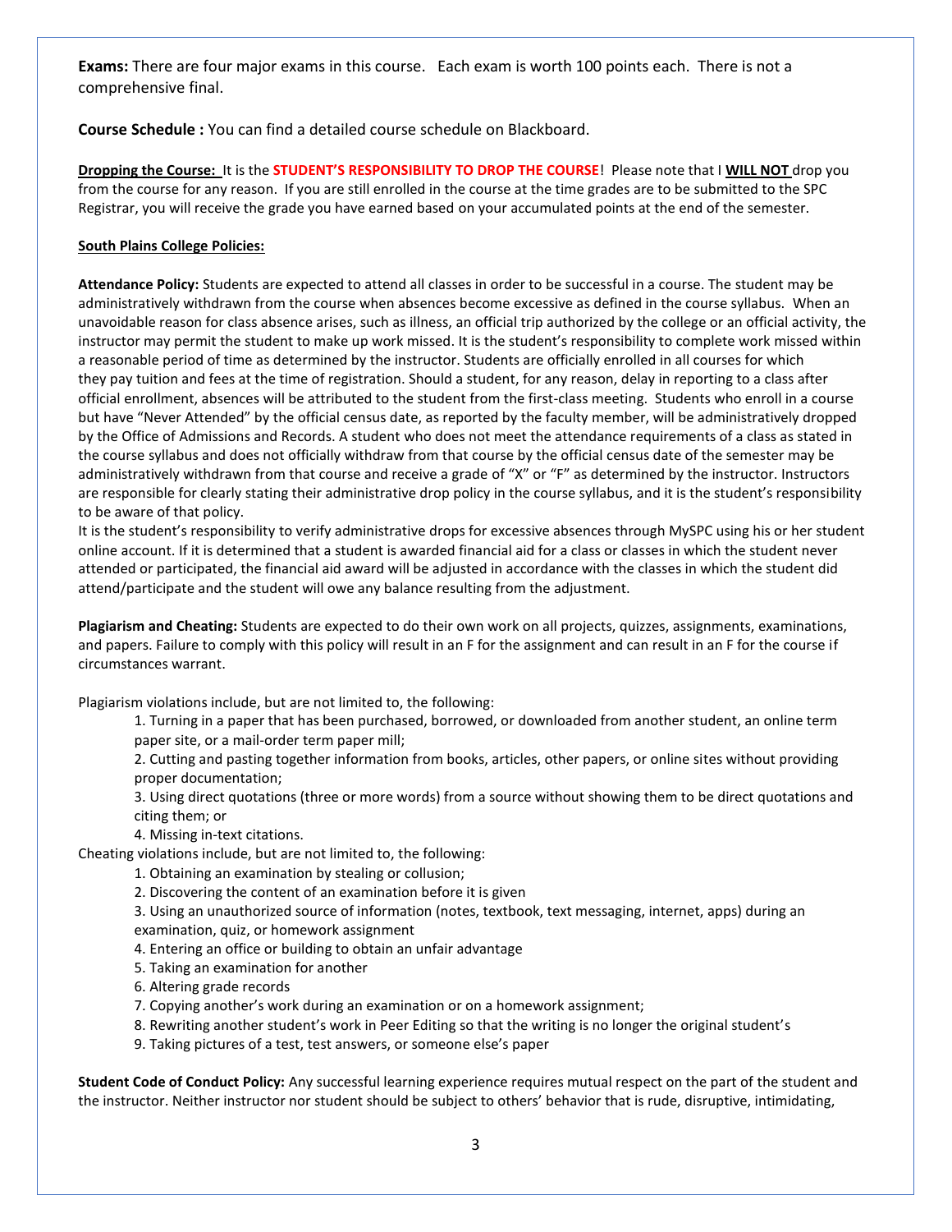**Exams:** There are four major exams in this course. Each exam is worth 100 points each. There is not a comprehensive final.

**Course Schedule :** You can find a detailed course schedule on Blackboard.

**Dropping the Course:** It is the **STUDENT'S RESPONSIBILITY TO DROP THE COURSE**! Please note that I **WILL NOT** drop you from the course for any reason. If you are still enrolled in the course at the time grades are to be submitted to the SPC Registrar, you will receive the grade you have earned based on your accumulated points at the end of the semester.

**South Plains College Policies:**

**Attendance Policy:** Students are expected to attend all classes in order to be successful in a course. The student may be administratively withdrawn from the course when absences become excessive as defined in the course syllabus. When an unavoidable reason for class absence arises, such as illness, an official trip authorized by the college or an official activity, the instructor may permit the student to make up work missed. It is the student's responsibility to complete work missed within a reasonable period of time as determined by the instructor. Students are officially enrolled in all courses for which they pay tuition and fees at the time of registration. Should a student, for any reason, delay in reporting to a class after official enrollment, absences will be attributed to the student from the first-class meeting. Students who enroll in a course but have "Never Attended" by the official census date, as reported by the faculty member, will be administratively dropped by the Office of Admissions and Records. A student who does not meet the attendance requirements of a class as stated in the course syllabus and does not officially withdraw from that course by the official census date of the semester may be administratively withdrawn from that course and receive a grade of "X" or "F" as determined by the instructor. Instructors are responsible for clearly stating their administrative drop policy in the course syllabus, and it is the student's responsibility to be aware of that policy.
It is the student's responsibility to verify administrative drops for excessive absences through MySPC using his or her student online account. If it is determined that a student is awarded financial aid for a class or classes in which the student never attended or participated, the financial aid award will be adjusted in accordance with the classes in which the student did attend/participate and the student will owe any balance resulting from the adjustment.

**Plagiarism and Cheating:** Students are expected to do their own work on all projects, quizzes, assignments, examinations, and papers. Failure to comply with this policy will result in an F for the assignment and can result in an F for the course if circumstances warrant.

Plagiarism violations include, but are not limited to, the following:

1. Turning in a paper that has been purchased, borrowed, or downloaded from another student, an online term paper site, or a mail-order term paper mill;
2. Cutting and pasting together information from books, articles, other papers, or online sites without providing proper documentation;
3. Using direct quotations (three or more words) from a source without showing them to be direct quotations and citing them; or
4. Missing in-text citations.

Cheating violations include, but are not limited to, the following:

1. Obtaining an examination by stealing or collusion;
2. Discovering the content of an examination before it is given
3. Using an unauthorized source of information (notes, textbook, text messaging, internet, apps) during an examination, quiz, or homework assignment
4. Entering an office or building to obtain an unfair advantage
5. Taking an examination for another
6. Altering grade records
7. Copying another's work during an examination or on a homework assignment;
8. Rewriting another student's work in Peer Editing so that the writing is no longer the original student's
9. Taking pictures of a test, test answers, or someone else's paper

**Student Code of Conduct Policy:** Any successful learning experience requires mutual respect on the part of the student and the instructor. Neither instructor nor student should be subject to others' behavior that is rude, disruptive, intimidating,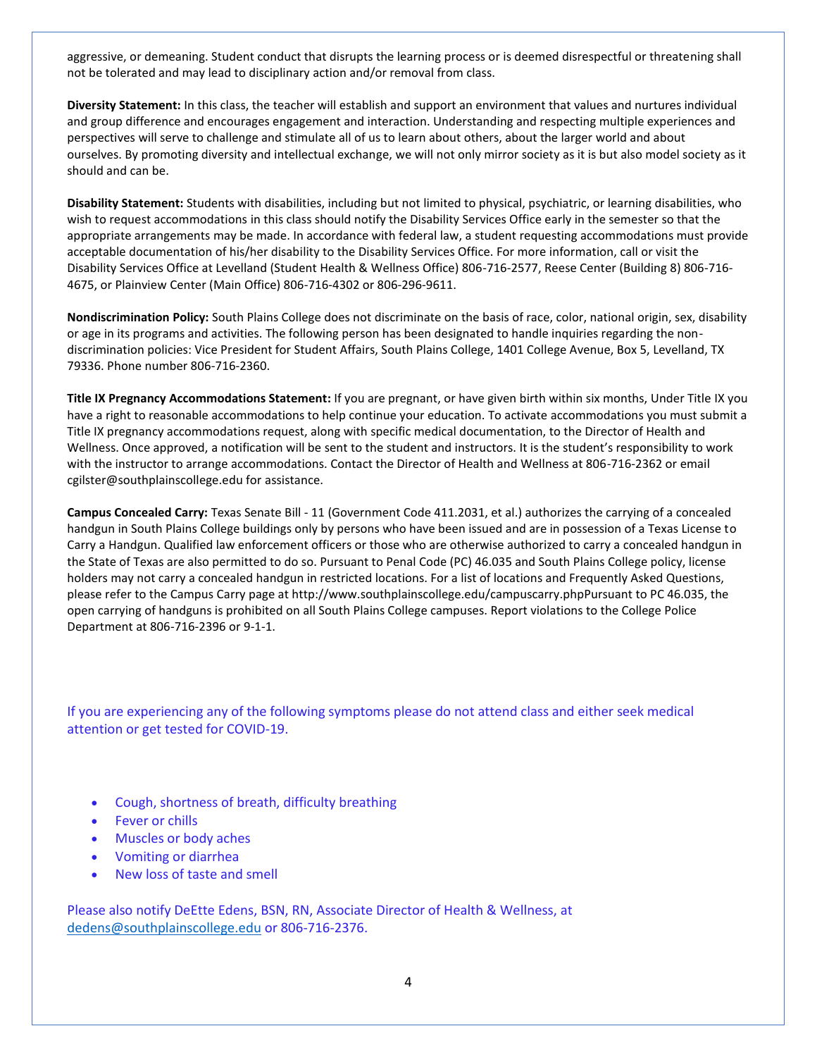aggressive, or demeaning. Student conduct that disrupts the learning process or is deemed disrespectful or threatening shall not be tolerated and may lead to disciplinary action and/or removal from class.

**Diversity Statement:** In this class, the teacher will establish and support an environment that values and nurtures individual and group difference and encourages engagement and interaction. Understanding and respecting multiple experiences and perspectives will serve to challenge and stimulate all of us to learn about others, about the larger world and about ourselves. By promoting diversity and intellectual exchange, we will not only mirror society as it is but also model society as it should and can be.

**Disability Statement:** Students with disabilities, including but not limited to physical, psychiatric, or learning disabilities, who wish to request accommodations in this class should notify the Disability Services Office early in the semester so that the appropriate arrangements may be made. In accordance with federal law, a student requesting accommodations must provide acceptable documentation of his/her disability to the Disability Services Office. For more information, call or visit the Disability Services Office at Levelland (Student Health & Wellness Office) 806-716-2577, Reese Center (Building 8) 806-716-4675, or Plainview Center (Main Office) 806-716-4302 or 806-296-9611.

**Nondiscrimination Policy:** South Plains College does not discriminate on the basis of race, color, national origin, sex, disability or age in its programs and activities. The following person has been designated to handle inquiries regarding the non-discrimination policies: Vice President for Student Affairs, South Plains College, 1401 College Avenue, Box 5, Levelland, TX 79336. Phone number 806-716-2360.

**Title IX Pregnancy Accommodations Statement:** If you are pregnant, or have given birth within six months, Under Title IX you have a right to reasonable accommodations to help continue your education. To activate accommodations you must submit a Title IX pregnancy accommodations request, along with specific medical documentation, to the Director of Health and Wellness. Once approved, a notification will be sent to the student and instructors. It is the student's responsibility to work with the instructor to arrange accommodations. Contact the Director of Health and Wellness at 806-716-2362 or email cgilster@southplainscollege.edu for assistance.

**Campus Concealed Carry:** Texas Senate Bill - 11 (Government Code 411.2031, et al.) authorizes the carrying of a concealed handgun in South Plains College buildings only by persons who have been issued and are in possession of a Texas License to Carry a Handgun. Qualified law enforcement officers or those who are otherwise authorized to carry a concealed handgun in the State of Texas are also permitted to do so. Pursuant to Penal Code (PC) 46.035 and South Plains College policy, license holders may not carry a concealed handgun in restricted locations. For a list of locations and Frequently Asked Questions, please refer to the Campus Carry page at http://www.southplainscollege.edu/campuscarry.phpPursuant to PC 46.035, the open carrying of handguns is prohibited on all South Plains College campuses. Report violations to the College Police Department at 806-716-2396 or 9-1-1.

If you are experiencing any of the following symptoms please do not attend class and either seek medical attention or get tested for COVID-19.

- Cough, shortness of breath, difficulty breathing
- Fever or chills
- Muscles or body aches
- Vomiting or diarrhea
- New loss of taste and smell

Please also notify DeEtte Edens, BSN, RN, Associate Director of Health & Wellness, at dedens@southplainscollege.edu or 806-716-2376.